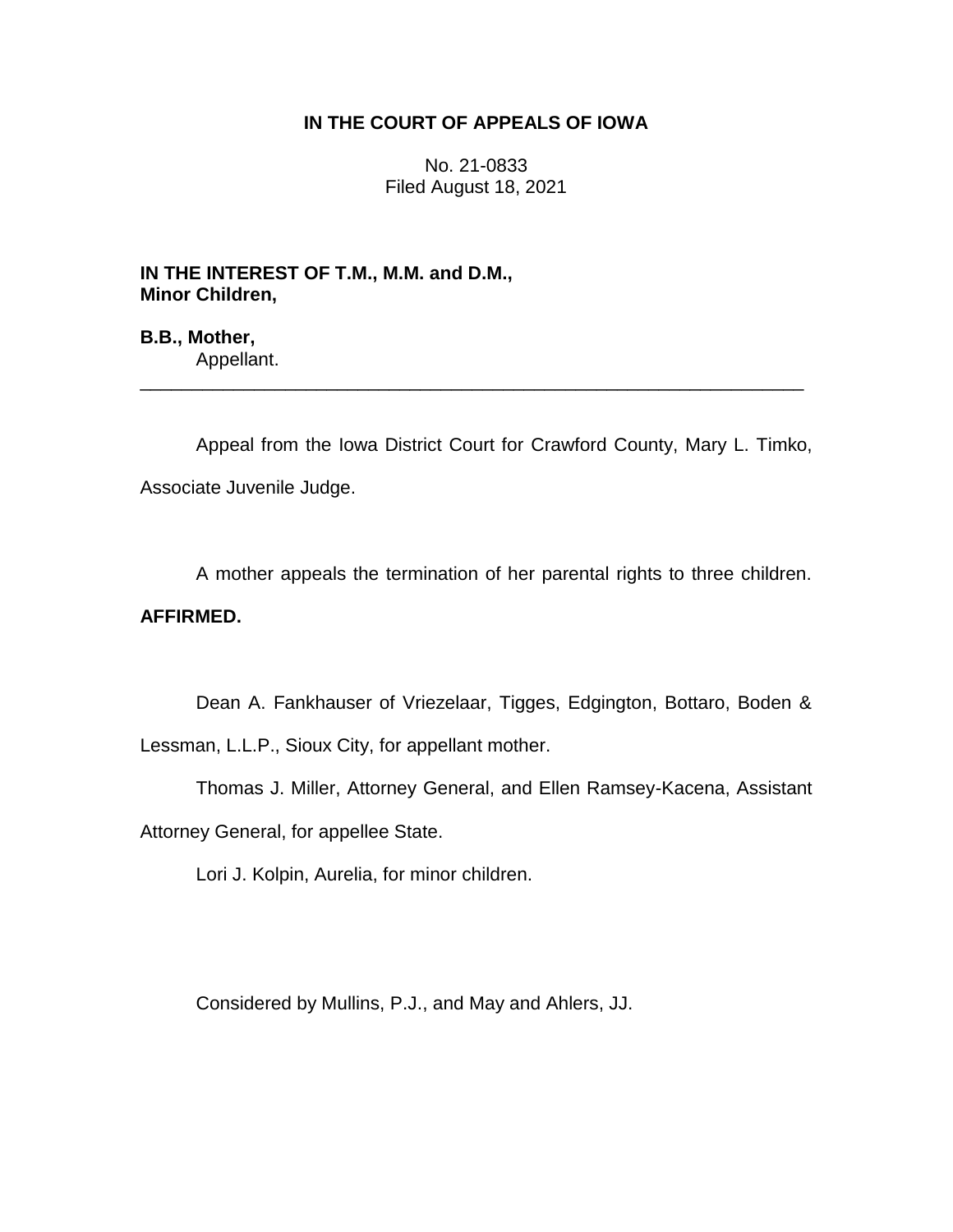# IN THE COURT OF APPEALS OF IOWA

No. 21-0833
Filed August 18, 2021

**IN THE INTEREST OF T.M., M.M. and D.M., Minor Children,**

**B.B., Mother,**
Appellant.

---

Appeal from the Iowa District Court for Crawford County, Mary L. Timko, Associate Juvenile Judge.

A mother appeals the termination of her parental rights to three children. **AFFIRMED.**

Dean A. Fankhauser of Vriezelaar, Tigges, Edgington, Bottaro, Boden & Lessman, L.L.P., Sioux City, for appellant mother.

Thomas J. Miller, Attorney General, and Ellen Ramsey-Kacena, Assistant Attorney General, for appellee State.

Lori J. Kolpin, Aurelia, for minor children.

Considered by Mullins, P.J., and May and Ahlers, JJ.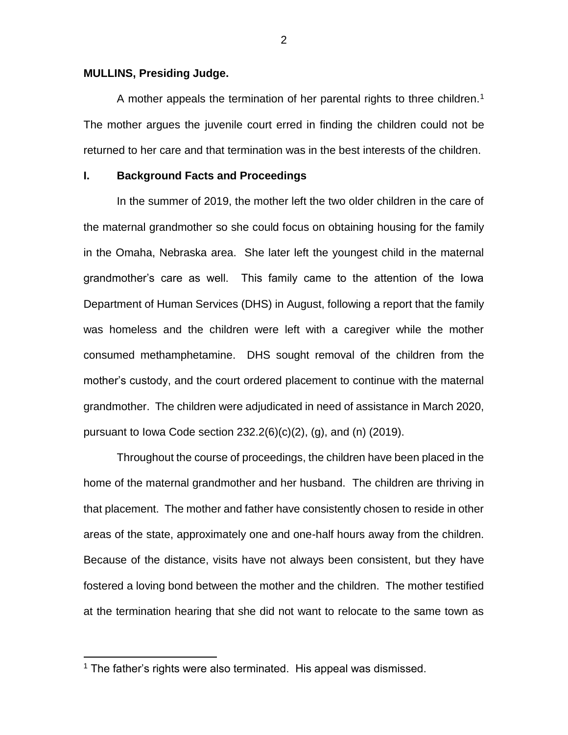**MULLINS, Presiding Judge.**

A mother appeals the termination of her parental rights to three children.[1] The mother argues the juvenile court erred in finding the children could not be returned to her care and that termination was in the best interests of the children.

## I. Background Facts and Proceedings

In the summer of 2019, the mother left the two older children in the care of the maternal grandmother so she could focus on obtaining housing for the family in the Omaha, Nebraska area. She later left the youngest child in the maternal grandmother's care as well. This family came to the attention of the Iowa Department of Human Services (DHS) in August, following a report that the family was homeless and the children were left with a caregiver while the mother consumed methamphetamine. DHS sought removal of the children from the mother's custody, and the court ordered placement to continue with the maternal grandmother. The children were adjudicated in need of assistance in March 2020, pursuant to Iowa Code section 232.2(6)(c)(2), (g), and (n) (2019).

Throughout the course of proceedings, the children have been placed in the home of the maternal grandmother and her husband. The children are thriving in that placement. The mother and father have consistently chosen to reside in other areas of the state, approximately one and one-half hours away from the children. Because of the distance, visits have not always been consistent, but they have fostered a loving bond between the mother and the children. The mother testified at the termination hearing that she did not want to relocate to the same town as

[1] The father's rights were also terminated. His appeal was dismissed.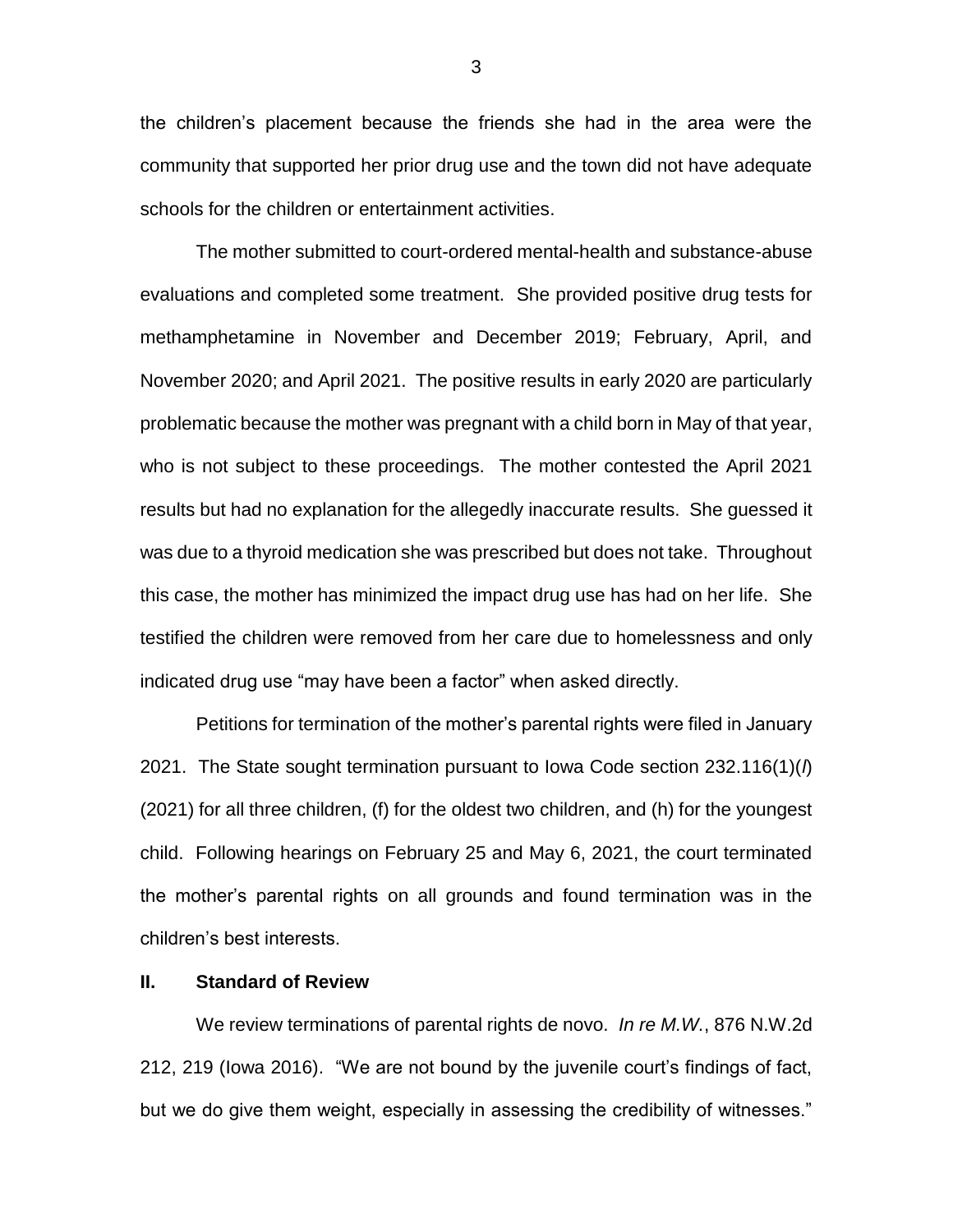the children's placement because the friends she had in the area were the community that supported her prior drug use and the town did not have adequate schools for the children or entertainment activities.

The mother submitted to court-ordered mental-health and substance-abuse evaluations and completed some treatment. She provided positive drug tests for methamphetamine in November and December 2019; February, April, and November 2020; and April 2021. The positive results in early 2020 are particularly problematic because the mother was pregnant with a child born in May of that year, who is not subject to these proceedings. The mother contested the April 2021 results but had no explanation for the allegedly inaccurate results. She guessed it was due to a thyroid medication she was prescribed but does not take. Throughout this case, the mother has minimized the impact drug use has had on her life. She testified the children were removed from her care due to homelessness and only indicated drug use "may have been a factor" when asked directly.

Petitions for termination of the mother's parental rights were filed in January 2021. The State sought termination pursuant to Iowa Code section 232.116(1)(*l*) (2021) for all three children, (f) for the oldest two children, and (h) for the youngest child. Following hearings on February 25 and May 6, 2021, the court terminated the mother's parental rights on all grounds and found termination was in the children's best interests.

## II. Standard of Review

We review terminations of parental rights de novo. *In re M.W.*, 876 N.W.2d 212, 219 (Iowa 2016). "We are not bound by the juvenile court's findings of fact, but we do give them weight, especially in assessing the credibility of witnesses."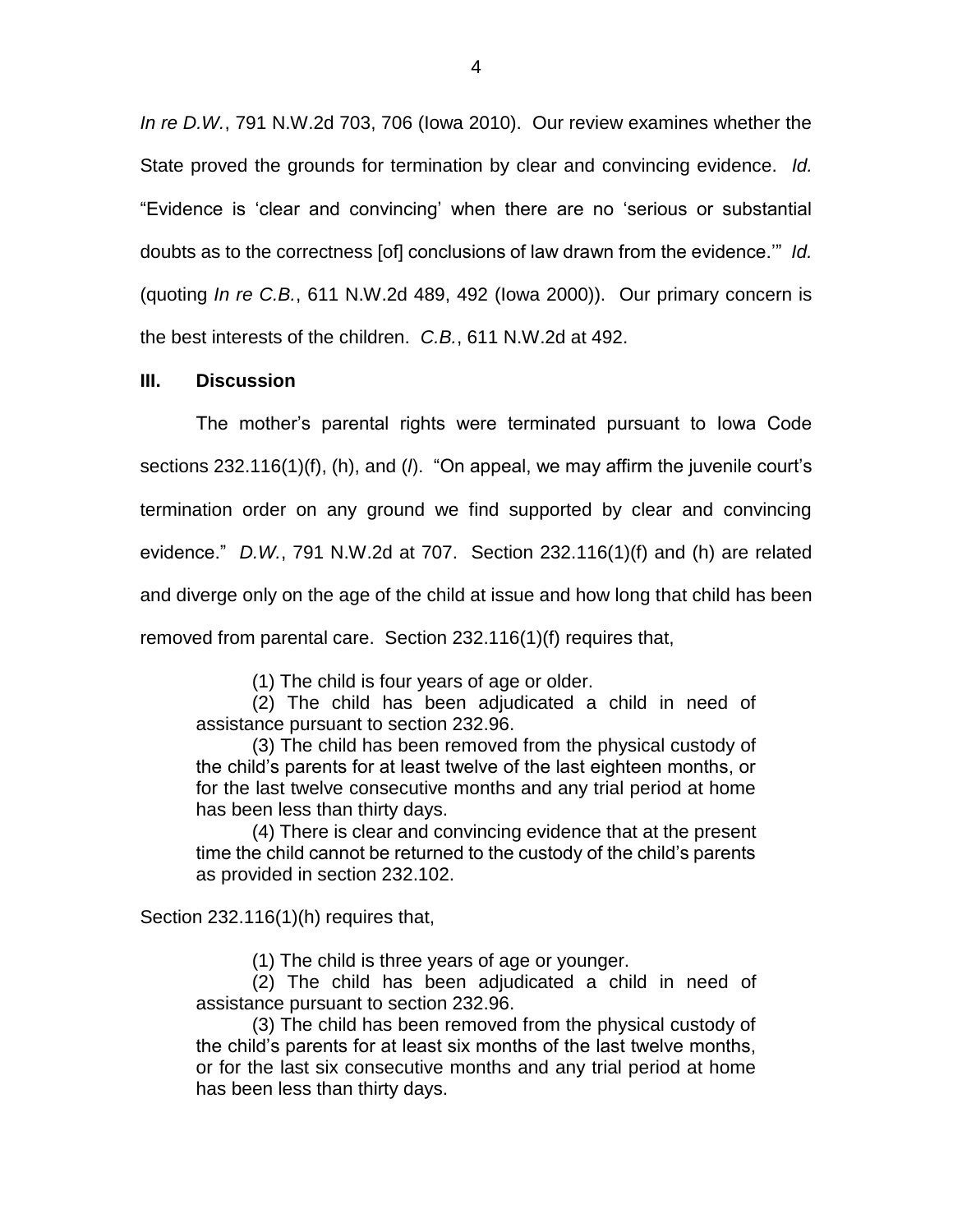*In re D.W.*, 791 N.W.2d 703, 706 (Iowa 2010). Our review examines whether the State proved the grounds for termination by clear and convincing evidence. *Id.* "Evidence is 'clear and convincing' when there are no 'serious or substantial doubts as to the correctness [of] conclusions of law drawn from the evidence.'" *Id.* (quoting *In re C.B.*, 611 N.W.2d 489, 492 (Iowa 2000)). Our primary concern is the best interests of the children. *C.B.*, 611 N.W.2d at 492.

## III. Discussion

The mother's parental rights were terminated pursuant to Iowa Code sections 232.116(1)(f), (h), and (*l*). "On appeal, we may affirm the juvenile court's termination order on any ground we find supported by clear and convincing evidence." *D.W.*, 791 N.W.2d at 707. Section 232.116(1)(f) and (h) are related and diverge only on the age of the child at issue and how long that child has been removed from parental care. Section 232.116(1)(f) requires that,

> (1) The child is four years of age or older.
>
> (2) The child has been adjudicated a child in need of assistance pursuant to section 232.96.
>
> (3) The child has been removed from the physical custody of the child's parents for at least twelve of the last eighteen months, or for the last twelve consecutive months and any trial period at home has been less than thirty days.
>
> (4) There is clear and convincing evidence that at the present time the child cannot be returned to the custody of the child's parents as provided in section 232.102.

Section 232.116(1)(h) requires that,

> (1) The child is three years of age or younger.
>
> (2) The child has been adjudicated a child in need of assistance pursuant to section 232.96.
>
> (3) The child has been removed from the physical custody of the child's parents for at least six months of the last twelve months, or for the last six consecutive months and any trial period at home has been less than thirty days.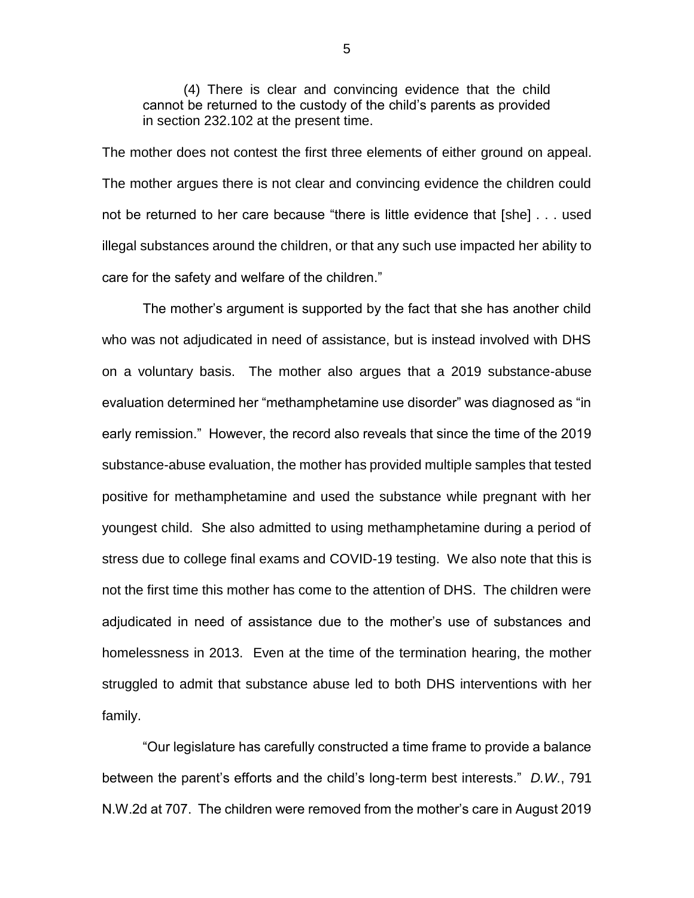(4) There is clear and convincing evidence that the child cannot be returned to the custody of the child's parents as provided in section 232.102 at the present time.

The mother does not contest the first three elements of either ground on appeal. The mother argues there is not clear and convincing evidence the children could not be returned to her care because "there is little evidence that [she] . . . used illegal substances around the children, or that any such use impacted her ability to care for the safety and welfare of the children."

The mother's argument is supported by the fact that she has another child who was not adjudicated in need of assistance, but is instead involved with DHS on a voluntary basis. The mother also argues that a 2019 substance-abuse evaluation determined her "methamphetamine use disorder" was diagnosed as "in early remission." However, the record also reveals that since the time of the 2019 substance-abuse evaluation, the mother has provided multiple samples that tested positive for methamphetamine and used the substance while pregnant with her youngest child. She also admitted to using methamphetamine during a period of stress due to college final exams and COVID-19 testing. We also note that this is not the first time this mother has come to the attention of DHS. The children were adjudicated in need of assistance due to the mother's use of substances and homelessness in 2013. Even at the time of the termination hearing, the mother struggled to admit that substance abuse led to both DHS interventions with her family.

"Our legislature has carefully constructed a time frame to provide a balance between the parent's efforts and the child's long-term best interests." *D.W.*, 791 N.W.2d at 707. The children were removed from the mother's care in August 2019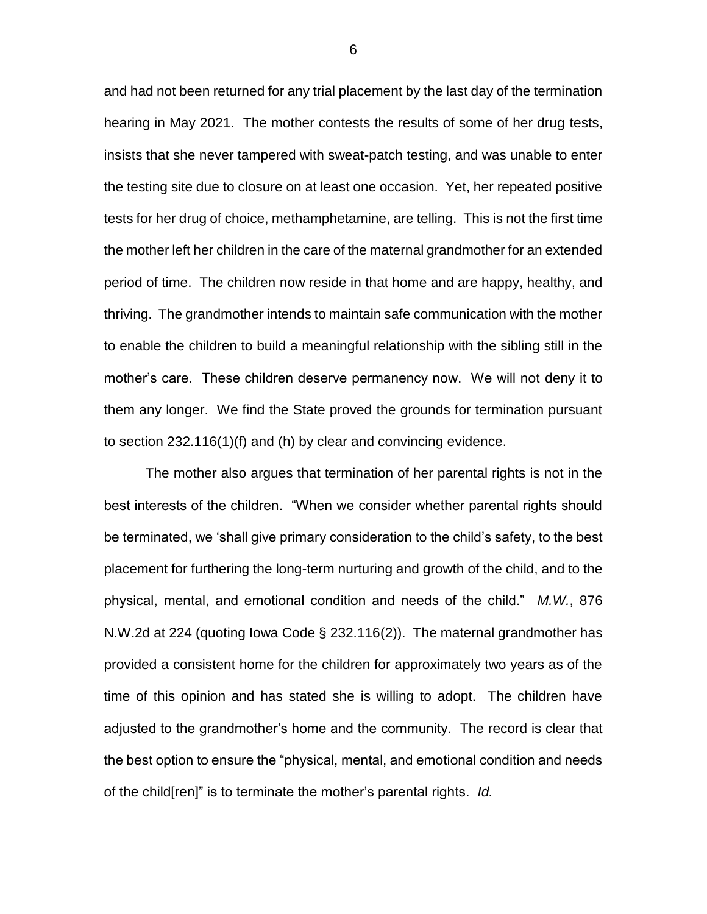and had not been returned for any trial placement by the last day of the termination hearing in May 2021. The mother contests the results of some of her drug tests, insists that she never tampered with sweat-patch testing, and was unable to enter the testing site due to closure on at least one occasion. Yet, her repeated positive tests for her drug of choice, methamphetamine, are telling. This is not the first time the mother left her children in the care of the maternal grandmother for an extended period of time. The children now reside in that home and are happy, healthy, and thriving. The grandmother intends to maintain safe communication with the mother to enable the children to build a meaningful relationship with the sibling still in the mother's care. These children deserve permanency now. We will not deny it to them any longer. We find the State proved the grounds for termination pursuant to section 232.116(1)(f) and (h) by clear and convincing evidence.

The mother also argues that termination of her parental rights is not in the best interests of the children. "When we consider whether parental rights should be terminated, we 'shall give primary consideration to the child's safety, to the best placement for furthering the long-term nurturing and growth of the child, and to the physical, mental, and emotional condition and needs of the child." *M.W.*, 876 N.W.2d at 224 (quoting Iowa Code § 232.116(2)). The maternal grandmother has provided a consistent home for the children for approximately two years as of the time of this opinion and has stated she is willing to adopt. The children have adjusted to the grandmother's home and the community. The record is clear that the best option to ensure the "physical, mental, and emotional condition and needs of the child[ren]" is to terminate the mother's parental rights. *Id.*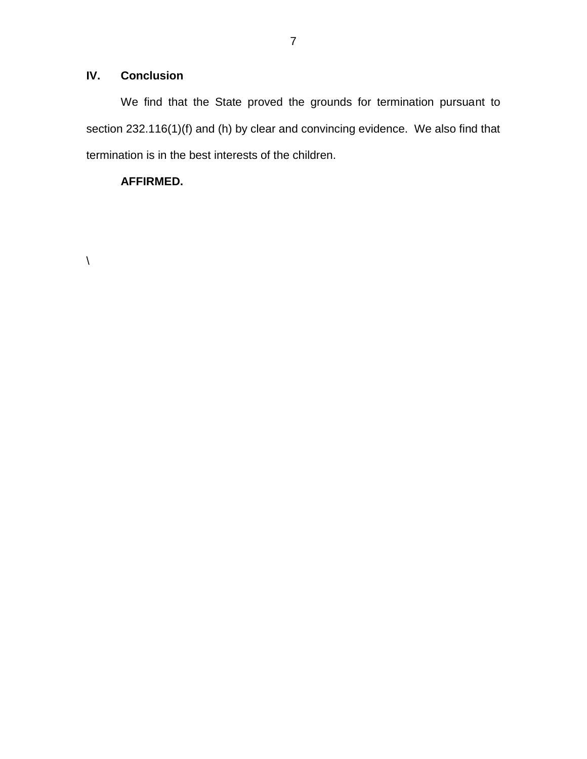## IV. Conclusion

We find that the State proved the grounds for termination pursuant to section 232.116(1)(f) and (h) by clear and convincing evidence. We also find that termination is in the best interests of the children.

**AFFIRMED.**

\